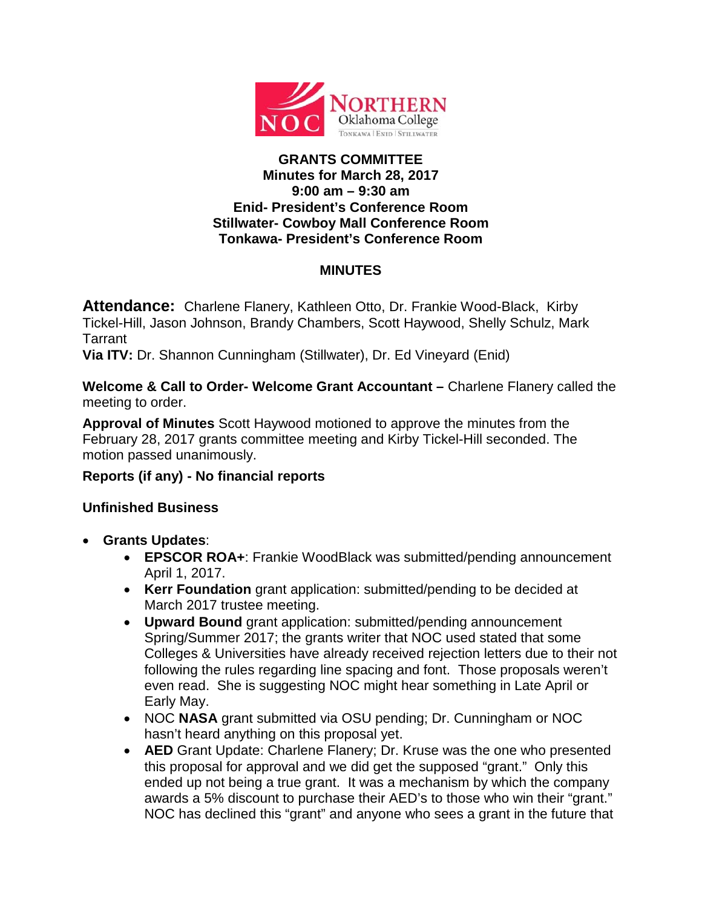**GRANTS COMMITTEE**
**Minutes for March 28, 2017**
**9:00 am – 9:30 am**
**Enid- President's Conference Room**
**Stillwater- Cowboy Mall Conference Room**
**Tonkawa- President's Conference Room**

**MINUTES**

**Attendance:** Charlene Flanery, Kathleen Otto, Dr. Frankie Wood-Black, Kirby Tickel-Hill, Jason Johnson, Brandy Chambers, Scott Haywood, Shelly Schulz, Mark Tarrant
**Via ITV:** Dr. Shannon Cunningham (Stillwater), Dr. Ed Vineyard (Enid)

**Welcome & Call to Order- Welcome Grant Accountant –** Charlene Flanery called the meeting to order.

**Approval of Minutes** Scott Haywood motioned to approve the minutes from the February 28, 2017 grants committee meeting and Kirby Tickel-Hill seconded. The motion passed unanimously.

**Reports (if any) - No financial reports**

**Unfinished Business**

- **Grants Updates**:
  - **EPSCOR ROA+**: Frankie WoodBlack was submitted/pending announcement April 1, 2017.
  - **Kerr Foundation** grant application: submitted/pending to be decided at March 2017 trustee meeting.
  - **Upward Bound** grant application: submitted/pending announcement Spring/Summer 2017; the grants writer that NOC used stated that some Colleges & Universities have already received rejection letters due to their not following the rules regarding line spacing and font. Those proposals weren't even read. She is suggesting NOC might hear something in Late April or Early May.
  - NOC **NASA** grant submitted via OSU pending; Dr. Cunningham or NOC hasn't heard anything on this proposal yet.
  - **AED** Grant Update: Charlene Flanery; Dr. Kruse was the one who presented this proposal for approval and we did get the supposed "grant." Only this ended up not being a true grant. It was a mechanism by which the company awards a 5% discount to purchase their AED's to those who win their "grant." NOC has declined this "grant" and anyone who sees a grant in the future that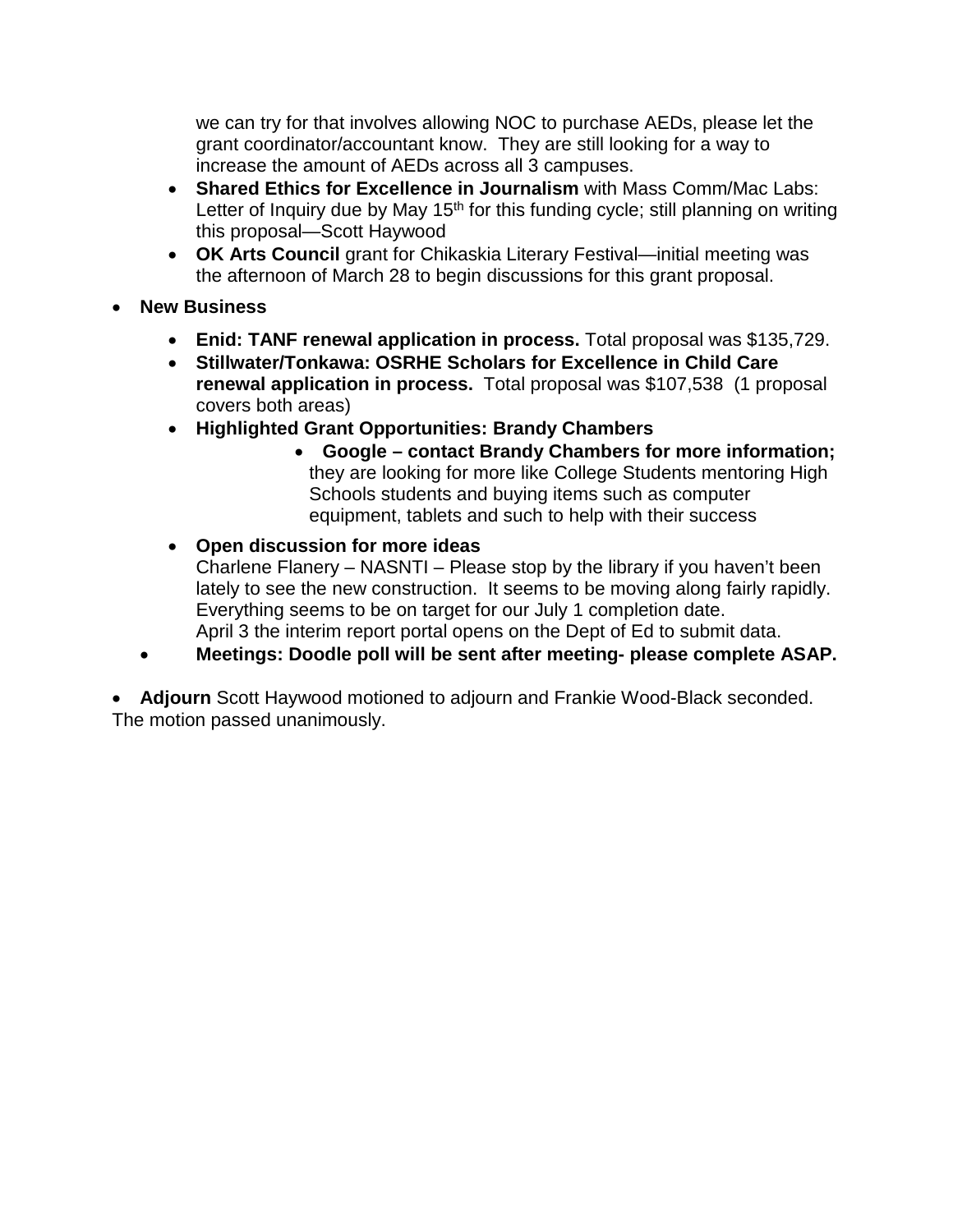we can try for that involves allowing NOC to purchase AEDs, please let the grant coordinator/accountant know. They are still looking for a way to increase the amount of AEDs across all 3 campuses.

  - **Shared Ethics for Excellence in Journalism** with Mass Comm/Mac Labs: Letter of Inquiry due by May 15th for this funding cycle; still planning on writing this proposal—Scott Haywood
  - **OK Arts Council** grant for Chikaskia Literary Festival—initial meeting was the afternoon of March 28 to begin discussions for this grant proposal.

- **New Business**
  - **Enid: TANF renewal application in process.** Total proposal was $135,729.
  - **Stillwater/Tonkawa: OSRHE Scholars for Excellence in Child Care renewal application in process.** Total proposal was $107,538 (1 proposal covers both areas)
  - **Highlighted Grant Opportunities: Brandy Chambers**
    - **Google – contact Brandy Chambers for more information;** they are looking for more like College Students mentoring High Schools students and buying items such as computer equipment, tablets and such to help with their success
  - **Open discussion for more ideas**
    Charlene Flanery – NASNTI – Please stop by the library if you haven't been lately to see the new construction. It seems to be moving along fairly rapidly. Everything seems to be on target for our July 1 completion date.
    April 3 the interim report portal opens on the Dept of Ed to submit data.
  - **Meetings: Doodle poll will be sent after meeting- please complete ASAP.**

- **Adjourn** Scott Haywood motioned to adjourn and Frankie Wood-Black seconded.

The motion passed unanimously.